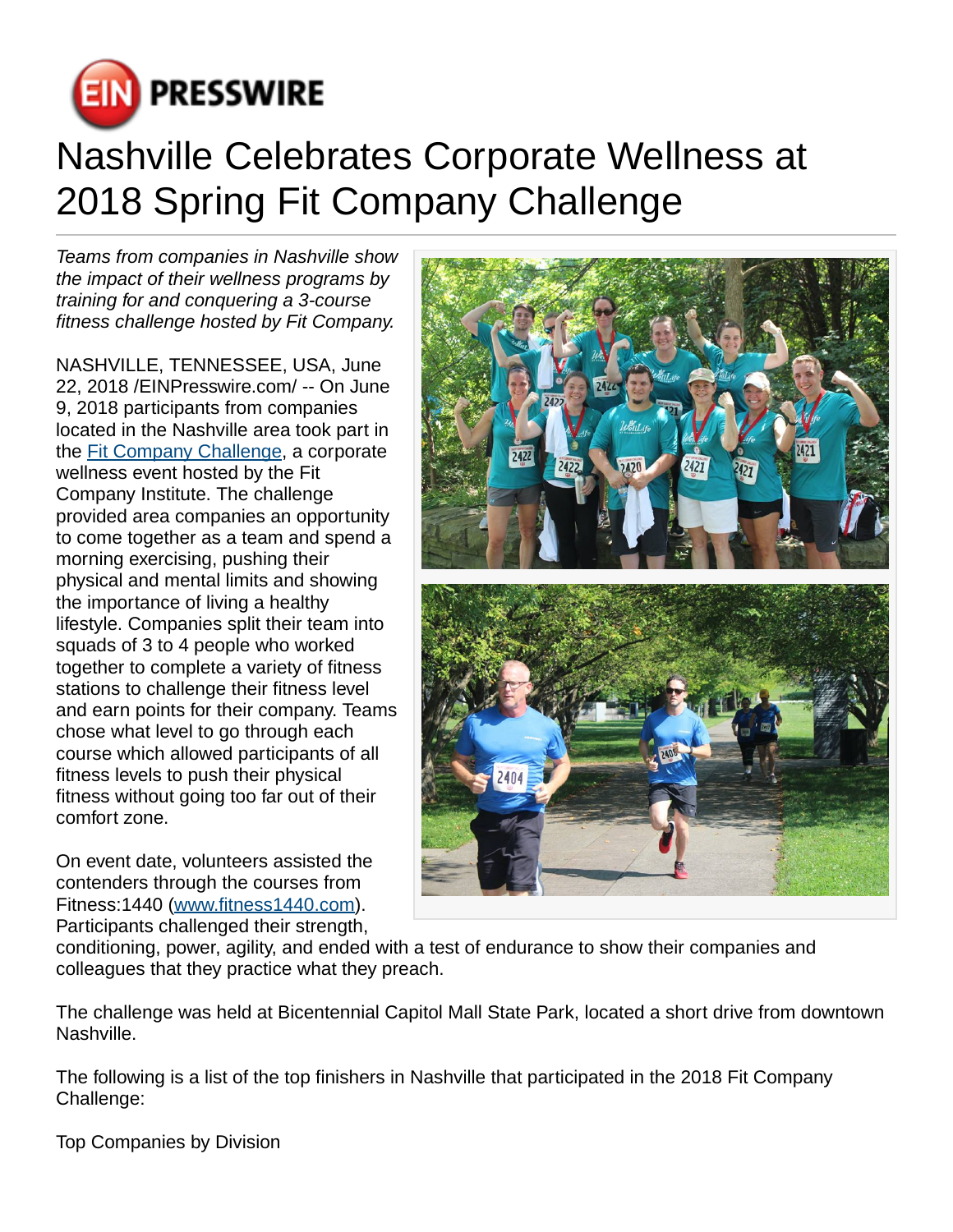# Nashville Celebrates Corporate Wellness at 2018 Spring Fit Company Challenge

*Teams from companies in Nashville show the impact of their wellness programs by training for and conquering a 3-course fitness challenge hosted by Fit Company.*

NASHVILLE, TENNESSEE, USA, June 22, 2018 /EINPresswire.com/ -- On June 9, 2018 participants from companies located in the Nashville area took part in the [Fit Company Challenge](), a corporate wellness event hosted by the Fit Company Institute. The challenge provided area companies an opportunity to come together as a team and spend a morning exercising, pushing their physical and mental limits and showing the importance of living a healthy lifestyle. Companies split their team into squads of 3 to 4 people who worked together to complete a variety of fitness stations to challenge their fitness level and earn points for their company. Teams chose what level to go through each course which allowed participants of all fitness levels to push their physical fitness without going too far out of their comfort zone.

On event date, volunteers assisted the contenders through the courses from Fitness:1440 ([www.fitness1440.com]()). Participants challenged their strength, conditioning, power, agility, and ended with a test of endurance to show their companies and colleagues that they practice what they preach.

The challenge was held at Bicentennial Capitol Mall State Park, located a short drive from downtown Nashville.

The following is a list of the top finishers in Nashville that participated in the 2018 Fit Company Challenge:

Top Companies by Division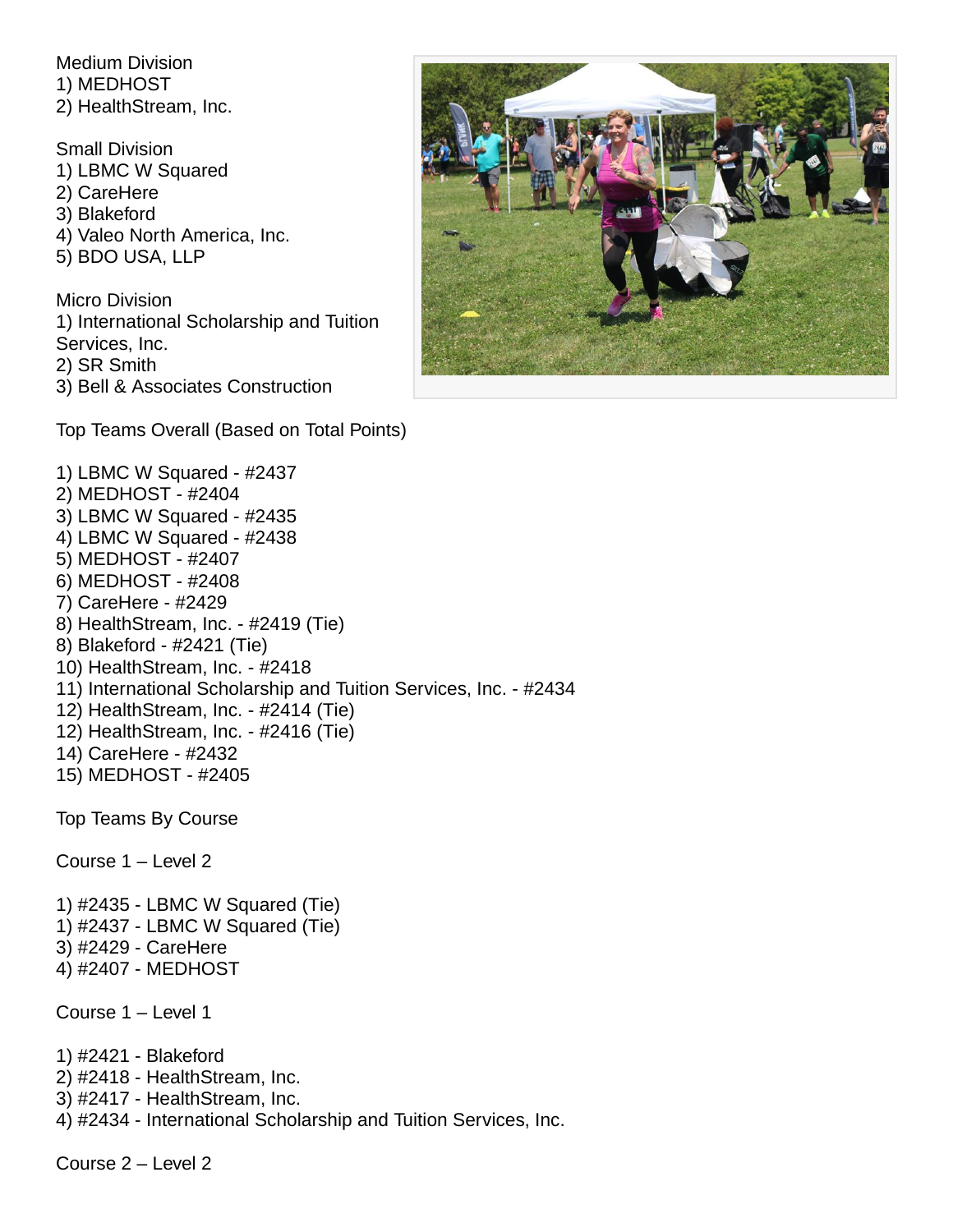Medium Division
1) MEDHOST
2) HealthStream, Inc.

Small Division
1) LBMC W Squared
2) CareHere
3) Blakeford
4) Valeo North America, Inc.
5) BDO USA, LLP

Micro Division
1) International Scholarship and Tuition Services, Inc.
2) SR Smith
3) Bell & Associates Construction

Top Teams Overall (Based on Total Points)

1) LBMC W Squared - #2437
2) MEDHOST - #2404
3) LBMC W Squared - #2435
4) LBMC W Squared - #2438
5) MEDHOST - #2407
6) MEDHOST - #2408
7) CareHere - #2429
8) HealthStream, Inc. - #2419 (Tie)
8) Blakeford - #2421 (Tie)
10) HealthStream, Inc. - #2418
11) International Scholarship and Tuition Services, Inc. - #2434
12) HealthStream, Inc. - #2414 (Tie)
12) HealthStream, Inc. - #2416 (Tie)
14) CareHere - #2432
15) MEDHOST - #2405

Top Teams By Course

Course 1 – Level 2

1) #2435 - LBMC W Squared (Tie)
1) #2437 - LBMC W Squared (Tie)
3) #2429 - CareHere
4) #2407 - MEDHOST

Course 1 – Level 1

1) #2421 - Blakeford
2) #2418 - HealthStream, Inc.
3) #2417 - HealthStream, Inc.
4) #2434 - International Scholarship and Tuition Services, Inc.

Course 2 – Level 2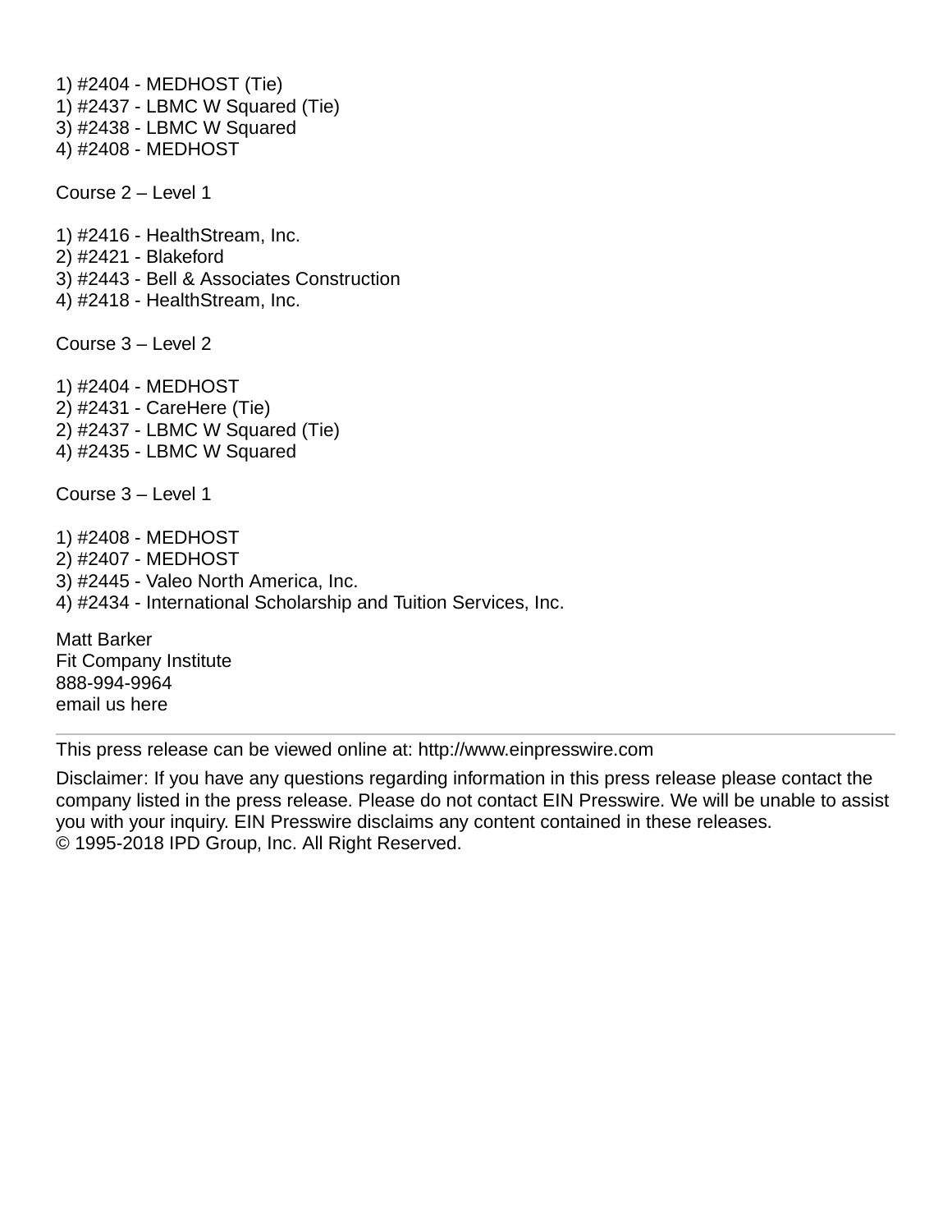1) #2404 - MEDHOST (Tie)
1) #2437 - LBMC W Squared (Tie)
3) #2438 - LBMC W Squared
4) #2408 - MEDHOST

Course 2 – Level 1

1) #2416 - HealthStream, Inc.
2) #2421 - Blakeford
3) #2443 - Bell & Associates Construction
4) #2418 - HealthStream, Inc.

Course 3 – Level 2

1) #2404 - MEDHOST
2) #2431 - CareHere (Tie)
2) #2437 - LBMC W Squared (Tie)
4) #2435 - LBMC W Squared

Course 3 – Level 1

1) #2408 - MEDHOST
2) #2407 - MEDHOST
3) #2445 - Valeo North America, Inc.
4) #2434 - International Scholarship and Tuition Services, Inc.

Matt Barker
Fit Company Institute
888-994-9964
email us here

---

This press release can be viewed online at: http://www.einpresswire.com

Disclaimer: If you have any questions regarding information in this press release please contact the company listed in the press release. Please do not contact EIN Presswire. We will be unable to assist you with your inquiry. EIN Presswire disclaims any content contained in these releases.
© 1995-2018 IPD Group, Inc. All Right Reserved.